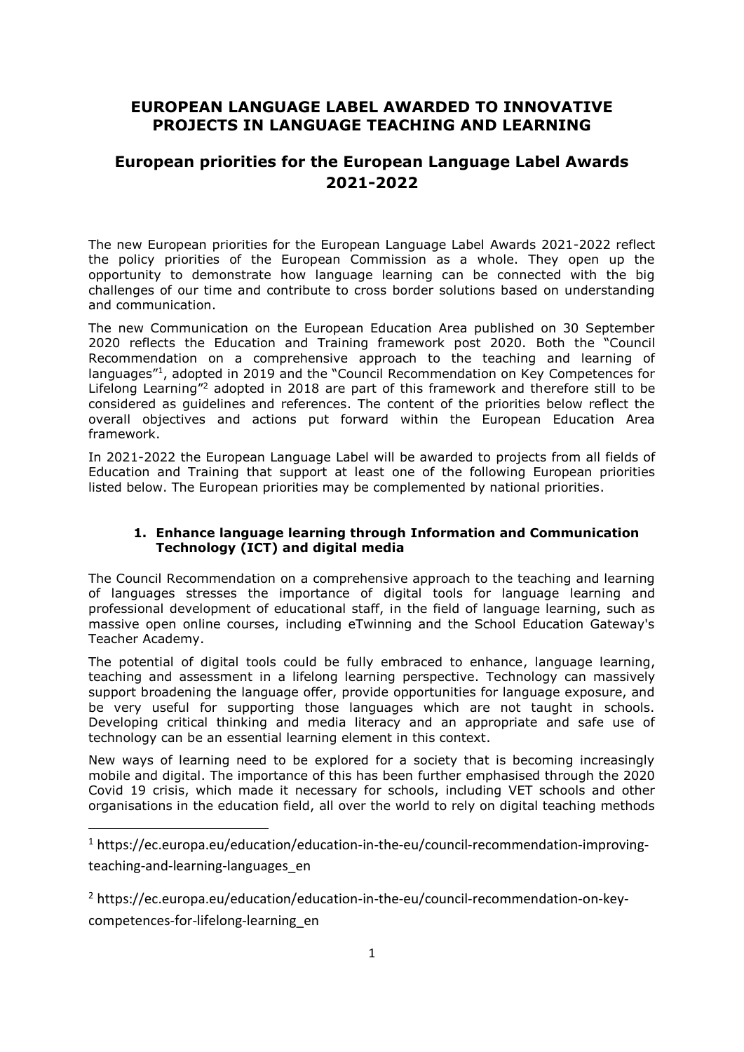# EUROPEAN LANGUAGE LABEL AWARDED TO INNOVATIVE PROJECTS IN LANGUAGE TEACHING AND LEARNING

## European priorities for the European Language Label Awards 2021-2022

The new European priorities for the European Language Label Awards 2021-2022 reflect the policy priorities of the European Commission as a whole. They open up the opportunity to demonstrate how language learning can be connected with the big challenges of our time and contribute to cross border solutions based on understanding and communication.

The new Communication on the European Education Area published on 30 September 2020 reflects the Education and Training framework post 2020. Both the "Council Recommendation on a comprehensive approach to the teaching and learning of languages"[1], adopted in 2019 and the "Council Recommendation on Key Competences for Lifelong Learning"[2] adopted in 2018 are part of this framework and therefore still to be considered as guidelines and references. The content of the priorities below reflect the overall objectives and actions put forward within the European Education Area framework.

In 2021-2022 the European Language Label will be awarded to projects from all fields of Education and Training that support at least one of the following European priorities listed below. The European priorities may be complemented by national priorities.

### 1. Enhance language learning through Information and Communication Technology (ICT) and digital media

The Council Recommendation on a comprehensive approach to the teaching and learning of languages stresses the importance of digital tools for language learning and professional development of educational staff, in the field of language learning, such as massive open online courses, including eTwinning and the School Education Gateway's Teacher Academy.

The potential of digital tools could be fully embraced to enhance, language learning, teaching and assessment in a lifelong learning perspective. Technology can massively support broadening the language offer, provide opportunities for language exposure, and be very useful for supporting those languages which are not taught in schools. Developing critical thinking and media literacy and an appropriate and safe use of technology can be an essential learning element in this context.

New ways of learning need to be explored for a society that is becoming increasingly mobile and digital. The importance of this has been further emphasised through the 2020 Covid 19 crisis, which made it necessary for schools, including VET schools and other organisations in the education field, all over the world to rely on digital teaching methods

---

[1] https://ec.europa.eu/education/education-in-the-eu/council-recommendation-improving-teaching-and-learning-languages_en

[2] https://ec.europa.eu/education/education-in-the-eu/council-recommendation-on-key-competences-for-lifelong-learning_en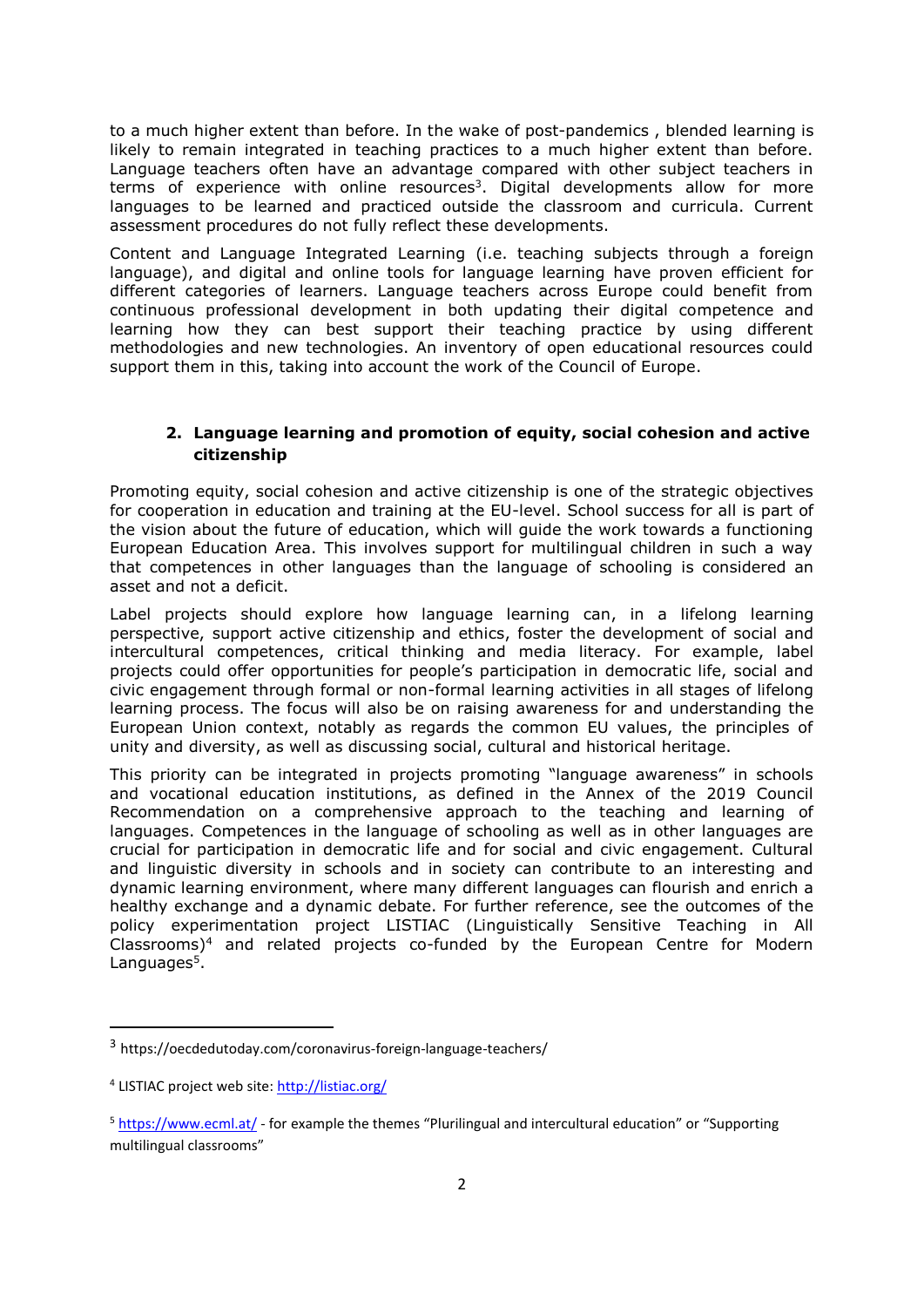to a much higher extent than before. In the wake of post-pandemics , blended learning is likely to remain integrated in teaching practices to a much higher extent than before. Language teachers often have an advantage compared with other subject teachers in terms of experience with online resources[3]. Digital developments allow for more languages to be learned and practiced outside the classroom and curricula. Current assessment procedures do not fully reflect these developments.

Content and Language Integrated Learning (i.e. teaching subjects through a foreign language), and digital and online tools for language learning have proven efficient for different categories of learners. Language teachers across Europe could benefit from continuous professional development in both updating their digital competence and learning how they can best support their teaching practice by using different methodologies and new technologies. An inventory of open educational resources could support them in this, taking into account the work of the Council of Europe.

## 2. Language learning and promotion of equity, social cohesion and active citizenship

Promoting equity, social cohesion and active citizenship is one of the strategic objectives for cooperation in education and training at the EU-level. School success for all is part of the vision about the future of education, which will guide the work towards a functioning European Education Area. This involves support for multilingual children in such a way that competences in other languages than the language of schooling is considered an asset and not a deficit.

Label projects should explore how language learning can, in a lifelong learning perspective, support active citizenship and ethics, foster the development of social and intercultural competences, critical thinking and media literacy. For example, label projects could offer opportunities for people's participation in democratic life, social and civic engagement through formal or non-formal learning activities in all stages of lifelong learning process. The focus will also be on raising awareness for and understanding the European Union context, notably as regards the common EU values, the principles of unity and diversity, as well as discussing social, cultural and historical heritage.

This priority can be integrated in projects promoting "language awareness" in schools and vocational education institutions, as defined in the Annex of the 2019 Council Recommendation on a comprehensive approach to the teaching and learning of languages. Competences in the language of schooling as well as in other languages are crucial for participation in democratic life and for social and civic engagement. Cultural and linguistic diversity in schools and in society can contribute to an interesting and dynamic learning environment, where many different languages can flourish and enrich a healthy exchange and a dynamic debate. For further reference, see the outcomes of the policy experimentation project LISTIAC (Linguistically Sensitive Teaching in All Classrooms)[4] and related projects co-funded by the European Centre for Modern Languages[5].

---

[3] https://oecdedutoday.com/coronavirus-foreign-language-teachers/

[4] LISTIAC project web site: http://listiac.org/

[5] https://www.ecml.at/ - for example the themes "Plurilingual and intercultural education" or "Supporting multilingual classrooms"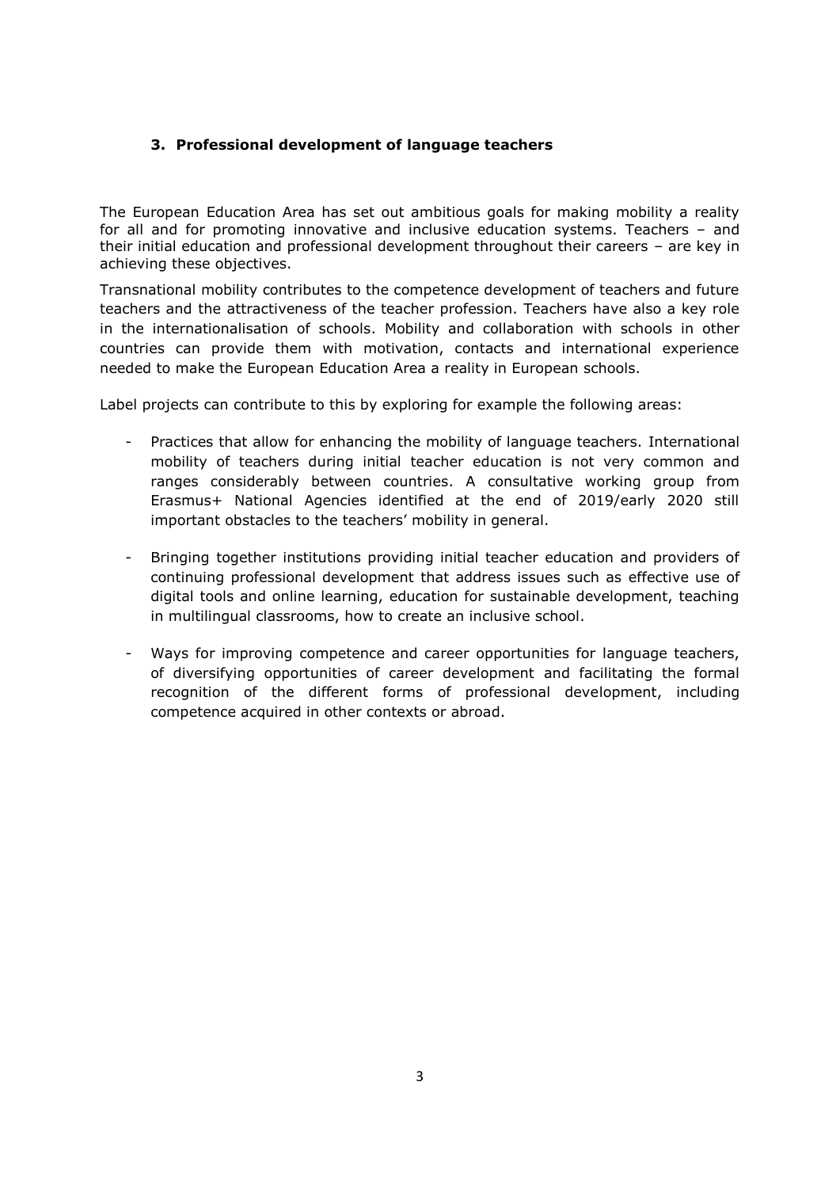### 3. Professional development of language teachers

The European Education Area has set out ambitious goals for making mobility a reality for all and for promoting innovative and inclusive education systems. Teachers – and their initial education and professional development throughout their careers – are key in achieving these objectives.

Transnational mobility contributes to the competence development of teachers and future teachers and the attractiveness of the teacher profession. Teachers have also a key role in the internationalisation of schools. Mobility and collaboration with schools in other countries can provide them with motivation, contacts and international experience needed to make the European Education Area a reality in European schools.

Label projects can contribute to this by exploring for example the following areas:

- Practices that allow for enhancing the mobility of language teachers. International mobility of teachers during initial teacher education is not very common and ranges considerably between countries. A consultative working group from Erasmus+ National Agencies identified at the end of 2019/early 2020 still important obstacles to the teachers' mobility in general.
- Bringing together institutions providing initial teacher education and providers of continuing professional development that address issues such as effective use of digital tools and online learning, education for sustainable development, teaching in multilingual classrooms, how to create an inclusive school.
- Ways for improving competence and career opportunities for language teachers, of diversifying opportunities of career development and facilitating the formal recognition of the different forms of professional development, including competence acquired in other contexts or abroad.